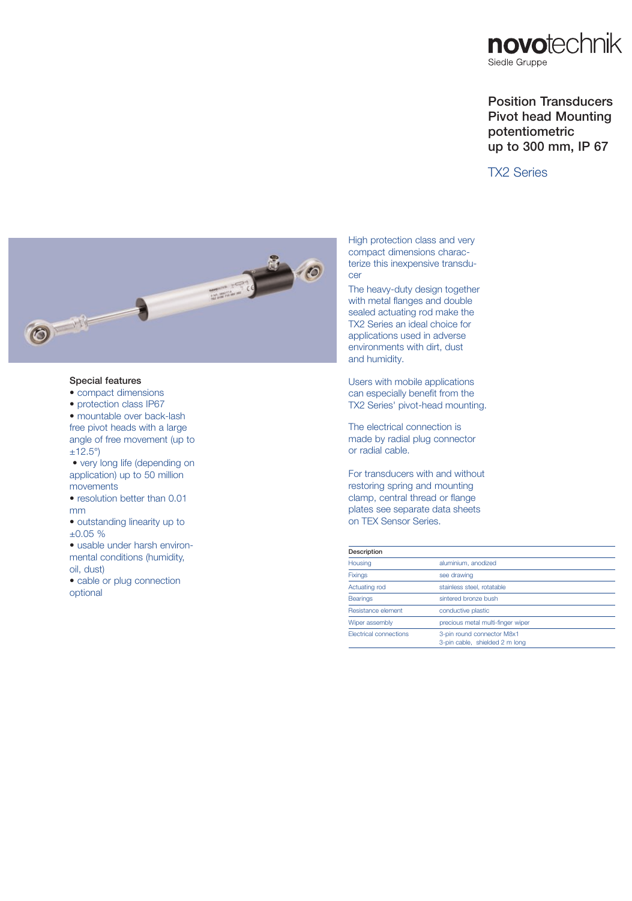novotechnik

Siedle Gruppe

# Position Transducers Pivot head Mounting potentiometric up to 300 mm, IP 67

## TX2 Series

High protection class and very compact dimensions characterize this inexpensive transducer

The heavy-duty design together with metal flanges and double sealed actuating rod make the TX2 Series an ideal choice for applications used in adverse environments with dirt, dust and humidity.

Users with mobile applications can especially benefit from the TX2 Series' pivot-head mounting.

The electrical connection is made by radial plug connector or radial cable.

For transducers with and without restoring spring and mounting clamp, central thread or flange plates see separate data sheets on TEX Sensor Series.

### Special features

- compact dimensions
- protection class IP67
- mountable over back-lash free pivot heads with a large angle of free movement (up to ±12.5°)
- very long life (depending on application) up to 50 million movements
- resolution better than 0.01 mm
- outstanding linearity up to ±0.05 %
- usable under harsh environmental conditions (humidity, oil, dust)
- cable or plug connection optional

| Description | |
|---|---|
| Housing | aluminium, anodized |
| Fixings | see drawing |
| Actuating rod | stainless steel, rotatable |
| Bearings | sintered bronze bush |
| Resistance element | conductive plastic |
| Wiper assembly | precious metal multi-finger wiper |
| Electrical connections | 3-pin round connector M8x1<br>3-pin cable, shielded 2 m long |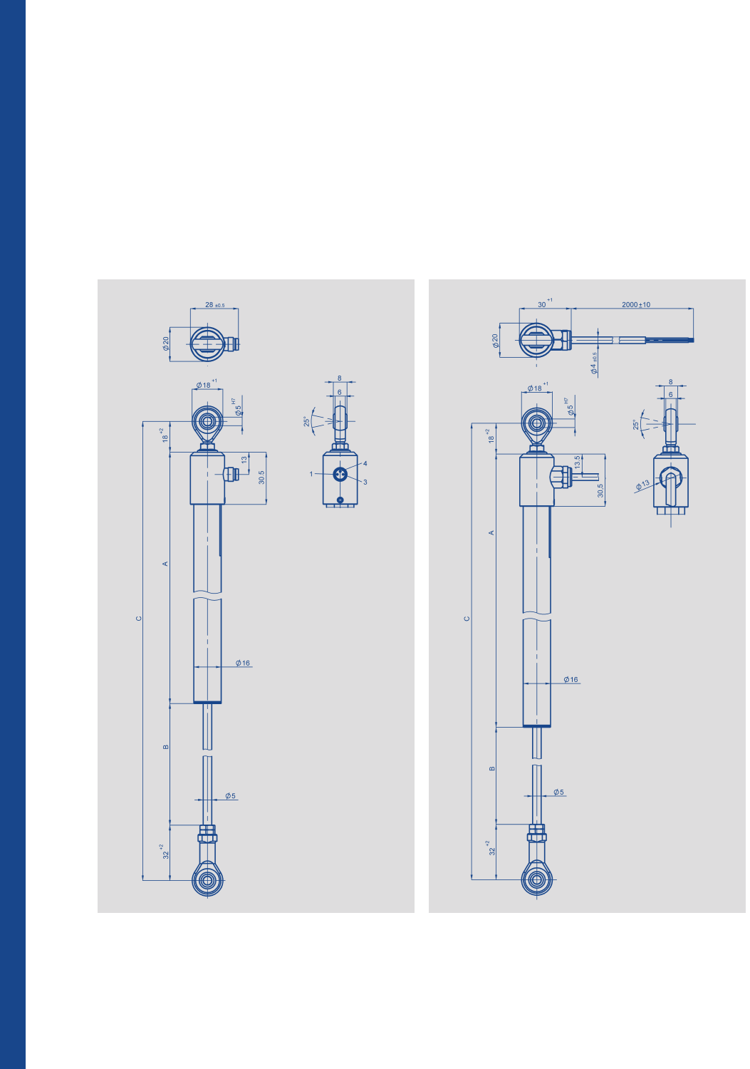28 ±0.5

Ø20

Ø18 +1

Ø5 H7

18 +2

13

30.5

8

6

25°

1

4

3

A

C

Ø16

B

Ø5

32 +2

30 +1

2000±10

Ø20

Ø4 ±0.5

Ø18 +1

Ø5 H7

18 +2

13.5

30.5

8

6

25°

Ø13

A

C

Ø16

B

Ø5

32 +2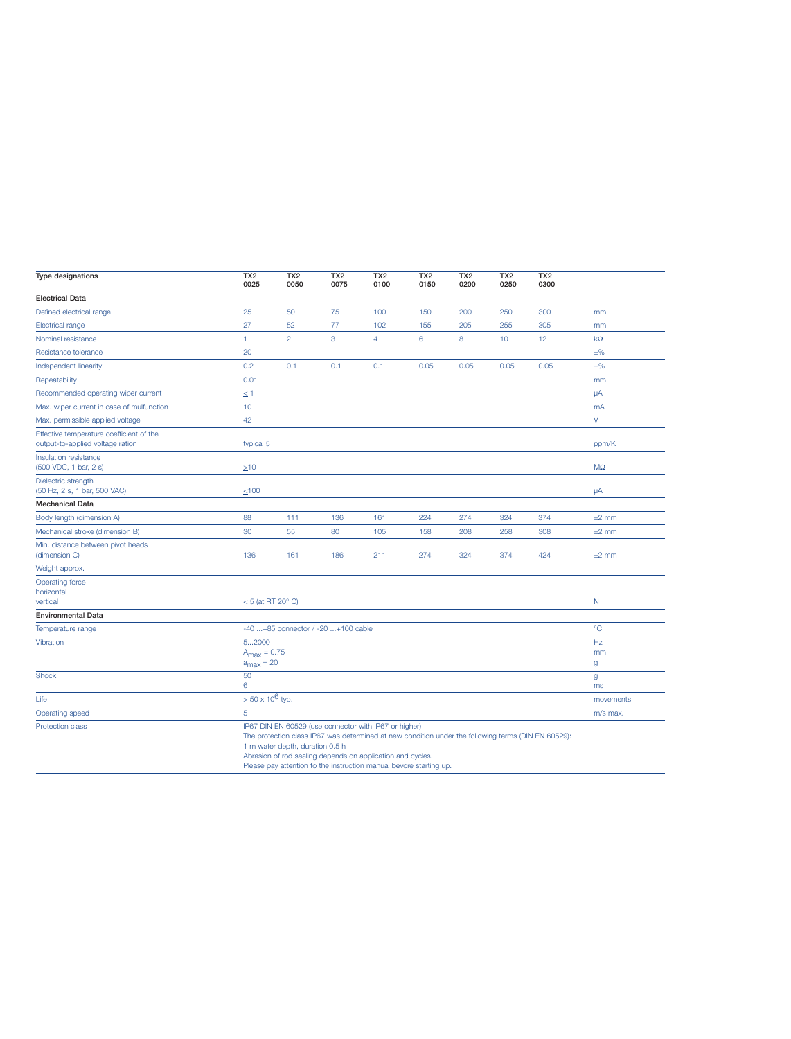| Type designations | TX2 0025 | TX2 0050 | TX2 0075 | TX2 0100 | TX2 0150 | TX2 0200 | TX2 0250 | TX2 0300 | |
|---|---|---|---|---|---|---|---|---|---|
| **Electrical Data** | | | | | | | | | |
| Defined electrical range | 25 | 50 | 75 | 100 | 150 | 200 | 250 | 300 | mm |
| Electrical range | 27 | 52 | 77 | 102 | 155 | 205 | 255 | 305 | mm |
| Nominal resistance | 1 | 2 | 3 | 4 | 6 | 8 | 10 | 12 | kΩ |
| Resistance tolerance | 20 | | | | | | | | ±% |
| Independent linearity | 0.2 | 0.1 | 0.1 | 0.1 | 0.05 | 0.05 | 0.05 | 0.05 | ±% |
| Repeatability | 0.01 | | | | | | | | mm |
| Recommended operating wiper current | ≤ 1 | | | | | | | | µA |
| Max. wiper current in case of mulfunction | 10 | | | | | | | | mA |
| Max. permissible applied voltage | 42 | | | | | | | | V |
| Effective temperature coefficient of the output-to-applied voltage ration | typical 5 | | | | | | | | ppm/K |
| Insulation resistance (500 VDC, 1 bar, 2 s) | ≥10 | | | | | | | | MΩ |
| Dielectric strength (50 Hz, 2 s, 1 bar, 500 VAC) | ≤100 | | | | | | | | µA |
| **Mechanical Data** | | | | | | | | | |
| Body length (dimension A) | 88 | 111 | 136 | 161 | 224 | 274 | 324 | 374 | ±2 mm |
| Mechanical stroke (dimension B) | 30 | 55 | 80 | 105 | 158 | 208 | 258 | 308 | ±2 mm |
| Min. distance between pivot heads (dimension C) | 136 | 161 | 186 | 211 | 274 | 324 | 374 | 424 | ±2 mm |
| Weight approx. | | | | | | | | | |
| Operating force horizontal vertical | < 5 (at RT 20° C) | | | | | | | | N |
| **Environmental Data** | | | | | | | | | |
| Temperature range | -40 ...+85 connector / -20 ...+100 cable | | | | | | | | °C |
| Vibration | 5...2000<br>$A_{max}$ = 0.75<br>$a_{max}$ = 20 | | | | | | | | Hz<br>mm<br>g |
| Shock | 50<br>6 | | | | | | | | g<br>ms |
| Life | > 50 x $10^6$ typ. | | | | | | | | movements |
| Operating speed | 5 | | | | | | | | m/s max. |
| Protection class | IP67 DIN EN 60529 (use connector with IP67 or higher)<br>The protection class IP67 was determined at new condition under the following terms (DIN EN 60529):<br>1 m water depth, duration 0.5 h<br>Abrasion of rod sealing depends on application and cycles.<br>Please pay attention to the instruction manual bevore starting up. | | | | | | | | |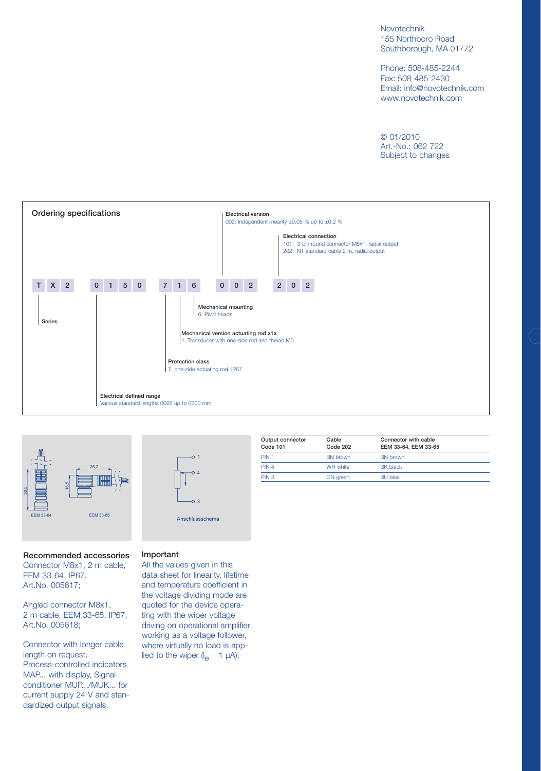Novotechnik
155 Northboro Road
Southborough, MA 01772

Phone: 508-485-2244
Fax: 508-485-2430
Email: info@novotechnik.com
www.novotechnik.com

© 01/2010
Art.-No.: 062 722
Subject to changes

## Ordering specifications

T X 2 | 0 1 5 0 | 7 1 6 | 0 0 2 | 2 0 2

**Series**

**Electrical defined range**
Various standard lengths 0025 up to 0300 mm

**Protection class**
7: one-side actuating rod, IP67

**Mechanical version actuating rod x1x**
1: Transducer with one-side rod and thread M5

**Mechanical mounting**
6: Pivot heads

**Electrical version**
002: Independent linearity ±0.05 % up to ±0.2 %

**Electrical connection**
101: 3-pin round connector M8x1, radial output
202: NT standard cable 2 m, radial output

30,5
16,5
26,2
EEM 33-64
EEM 33-65

1
4
3
Anschlussschema

| Output connector Code 101 | Cable Code 202 | Connector with cable EEM 33-64, EEM 33-65 |
|---|---|---|
| PIN 1 | BN brown | BN brown |
| PIN 4 | WH white | BK black |
| PIN 3 | GN green | BU blue |

**Recommended accessories**

Connector M8x1, 2 m cable, EEM 33-64, IP67, Art.No. 005617;

Angled connector M8x1, 2 m cable, EEM 33-65, IP67, Art.No. 005618;

Connector with longer cable length on request.
Process-controlled indicators MAP... with display, Signal conditioner MUP.../MUK... for current supply 24 V and standardized output signals.

**Important**

All the values given in this data sheet for linearity, lifetime and temperature coefficient in the voltage dividing mode are quoted for the device operating with the wiper voltage driving on operational amplifier working as a voltage follower, where virtually no load is applied to the wiper ($I_e$ 1 µA).